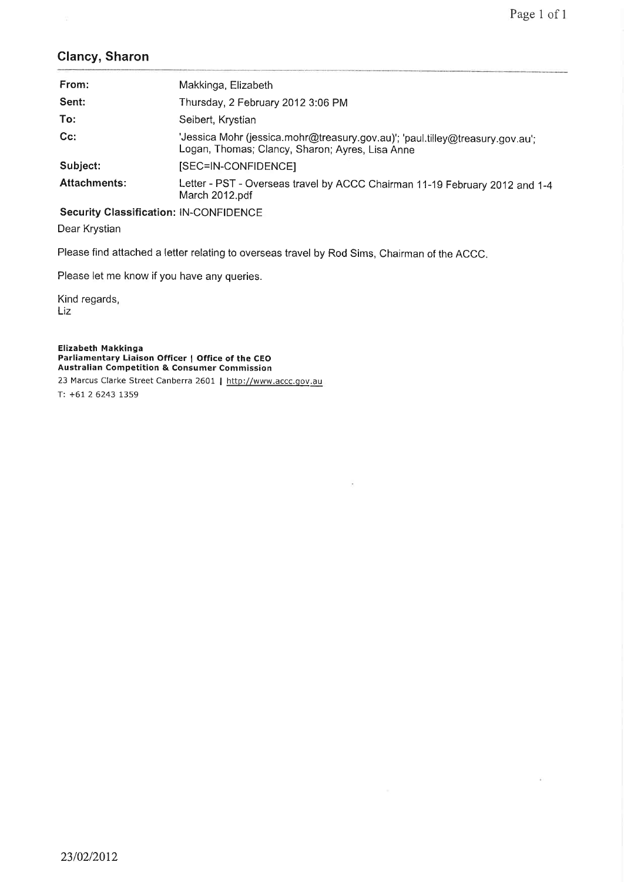## Clancy, Sharon

| | |
|---|---|
| **From:** | Makkinga, Elizabeth |
| **Sent:** | Thursday, 2 February 2012 3:06 PM |
| **To:** | Seibert, Krystian |
| **Cc:** | 'Jessica Mohr (jessica.mohr@treasury.gov.au)'; 'paul.tilley@treasury.gov.au'; Logan, Thomas; Clancy, Sharon; Ayres, Lisa Anne |
| **Subject:** | [SEC=IN-CONFIDENCE] |
| **Attachments:** | Letter - PST - Overseas travel by ACCC Chairman 11-19 February 2012 and 1-4 March 2012.pdf |

**Security Classification:** IN-CONFIDENCE

Dear Krystian

Please find attached a letter relating to overseas travel by Rod Sims, Chairman of the ACCC.

Please let me know if you have any queries.

Kind regards,
Liz

**Elizabeth Makkinga**
**Parliamentary Liaison Officer | Office of the CEO**
**Australian Competition & Consumer Commission**
23 Marcus Clarke Street Canberra 2601 | http://www.accc.gov.au
T: +61 2 6243 1359

23/02/2012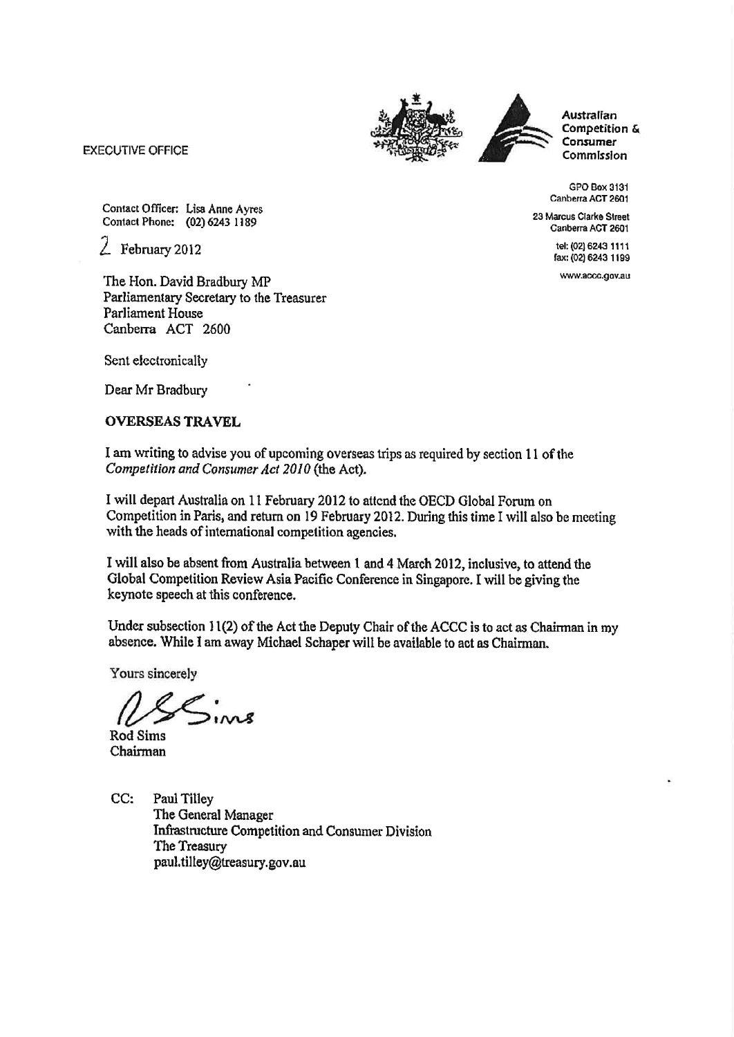EXECUTIVE OFFICE

Australian Competition & Consumer Commission

GPO Box 3131
Canberra ACT 2601

23 Marcus Clarke Street
Canberra ACT 2601

tel: (02) 6243 1111
fax: (02) 6243 1199

www.accc.gov.au

Contact Officer: Lisa Anne Ayres
Contact Phone: (02) 6243 1189

2 February 2012

The Hon. David Bradbury MP
Parliamentary Secretary to the Treasurer
Parliament House
Canberra ACT 2600

Sent electronically

Dear Mr Bradbury

**OVERSEAS TRAVEL**

I am writing to advise you of upcoming overseas trips as required by section 11 of the *Competition and Consumer Act 2010* (the Act).

I will depart Australia on 11 February 2012 to attend the OECD Global Forum on Competition in Paris, and return on 19 February 2012. During this time I will also be meeting with the heads of international competition agencies.

I will also be absent from Australia between 1 and 4 March 2012, inclusive, to attend the Global Competition Review Asia Pacific Conference in Singapore. I will be giving the keynote speech at this conference.

Under subsection 11(2) of the Act the Deputy Chair of the ACCC is to act as Chairman in my absence. While I am away Michael Schaper will be available to act as Chairman.

Yours sincerely

Rod Sims
Chairman

CC: Paul Tilley
The General Manager
Infrastructure Competition and Consumer Division
The Treasury
paul.tilley@treasury.gov.au